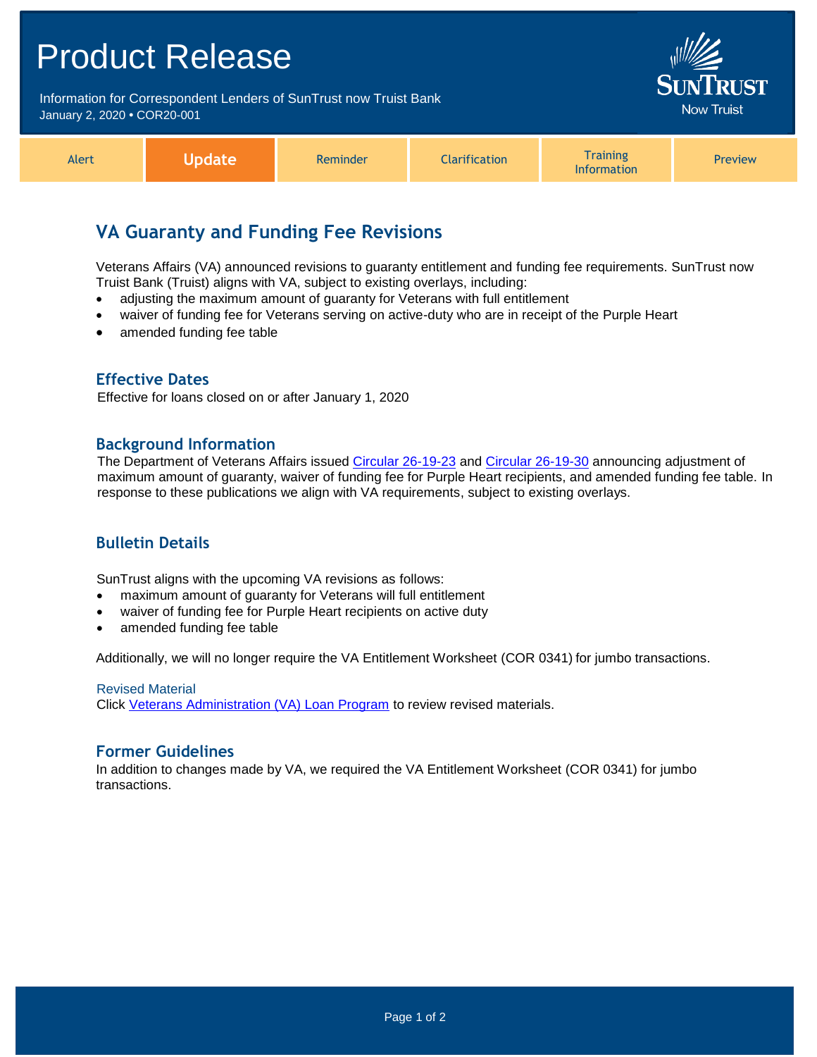# Product Release

Information for Correspondent Lenders of SunTrust now Truist Bank
January 2, 2020 • COR20-001

| Alert | **Update** | Reminder | Clarification | Training Information | Preview |
|---|---|---|---|---|---|

## VA Guaranty and Funding Fee Revisions

Veterans Affairs (VA) announced revisions to guaranty entitlement and funding fee requirements. SunTrust now Truist Bank (Truist) aligns with VA, subject to existing overlays, including:

- adjusting the maximum amount of guaranty for Veterans with full entitlement
- waiver of funding fee for Veterans serving on active-duty who are in receipt of the Purple Heart
- amended funding fee table

### Effective Dates

Effective for loans closed on or after January 1, 2020

### Background Information

The Department of Veterans Affairs issued Circular 26-19-23 and Circular 26-19-30 announcing adjustment of maximum amount of guaranty, waiver of funding fee for Purple Heart recipients, and amended funding fee table. In response to these publications we align with VA requirements, subject to existing overlays.

### Bulletin Details

SunTrust aligns with the upcoming VA revisions as follows:

- maximum amount of guaranty for Veterans will full entitlement
- waiver of funding fee for Purple Heart recipients on active duty
- amended funding fee table

Additionally, we will no longer require the VA Entitlement Worksheet (COR 0341) for jumbo transactions.

#### Revised Material

Click Veterans Administration (VA) Loan Program to review revised materials.

### Former Guidelines

In addition to changes made by VA, we required the VA Entitlement Worksheet (COR 0341) for jumbo transactions.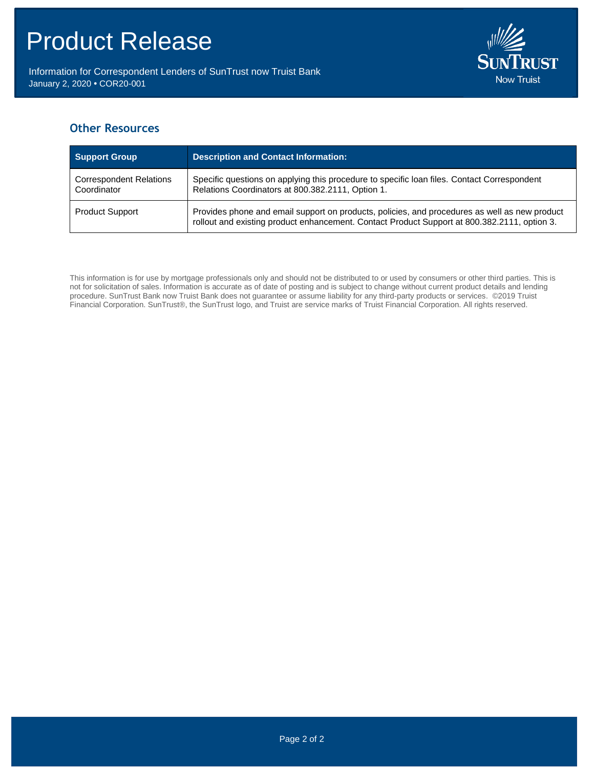## Other Resources

| Support Group | Description and Contact Information: |
|---|---|
| Correspondent Relations Coordinator | Specific questions on applying this procedure to specific loan files. Contact Correspondent Relations Coordinators at 800.382.2111, Option 1. |
| Product Support | Provides phone and email support on products, policies, and procedures as well as new product rollout and existing product enhancement. Contact Product Support at 800.382.2111, option 3. |

This information is for use by mortgage professionals only and should not be distributed to or used by consumers or other third parties. This is not for solicitation of sales. Information is accurate as of date of posting and is subject to change without current product details and lending procedure. SunTrust Bank now Truist Bank does not guarantee or assume liability for any third-party products or services. ©2019 Truist Financial Corporation. SunTrust®, the SunTrust logo, and Truist are service marks of Truist Financial Corporation. All rights reserved.